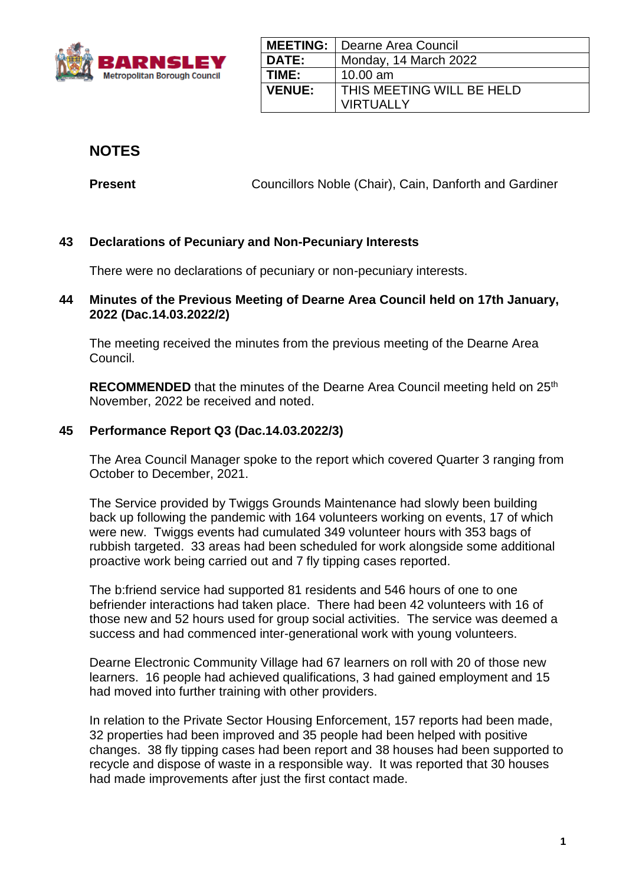| MEETING: | Dearne Area Council |
|---|---|
| DATE: | Monday, 14 March 2022 |
| TIME: | 10.00 am |
| VENUE: | THIS MEETING WILL BE HELD VIRTUALLY |

## NOTES

**Present** Councillors Noble (Chair), Cain, Danforth and Gardiner

### 43 Declarations of Pecuniary and Non-Pecuniary Interests

There were no declarations of pecuniary or non-pecuniary interests.

### 44 Minutes of the Previous Meeting of Dearne Area Council held on 17th January, 2022 (Dac.14.03.2022/2)

The meeting received the minutes from the previous meeting of the Dearne Area Council.

**RECOMMENDED** that the minutes of the Dearne Area Council meeting held on 25th November, 2022 be received and noted.

### 45 Performance Report Q3 (Dac.14.03.2022/3)

The Area Council Manager spoke to the report which covered Quarter 3 ranging from October to December, 2021.

The Service provided by Twiggs Grounds Maintenance had slowly been building back up following the pandemic with 164 volunteers working on events, 17 of which were new. Twiggs events had cumulated 349 volunteer hours with 353 bags of rubbish targeted. 33 areas had been scheduled for work alongside some additional proactive work being carried out and 7 fly tipping cases reported.

The b:friend service had supported 81 residents and 546 hours of one to one befriender interactions had taken place. There had been 42 volunteers with 16 of those new and 52 hours used for group social activities. The service was deemed a success and had commenced inter-generational work with young volunteers.

Dearne Electronic Community Village had 67 learners on roll with 20 of those new learners. 16 people had achieved qualifications, 3 had gained employment and 15 had moved into further training with other providers.

In relation to the Private Sector Housing Enforcement, 157 reports had been made, 32 properties had been improved and 35 people had been helped with positive changes. 38 fly tipping cases had been report and 38 houses had been supported to recycle and dispose of waste in a responsible way. It was reported that 30 houses had made improvements after just the first contact made.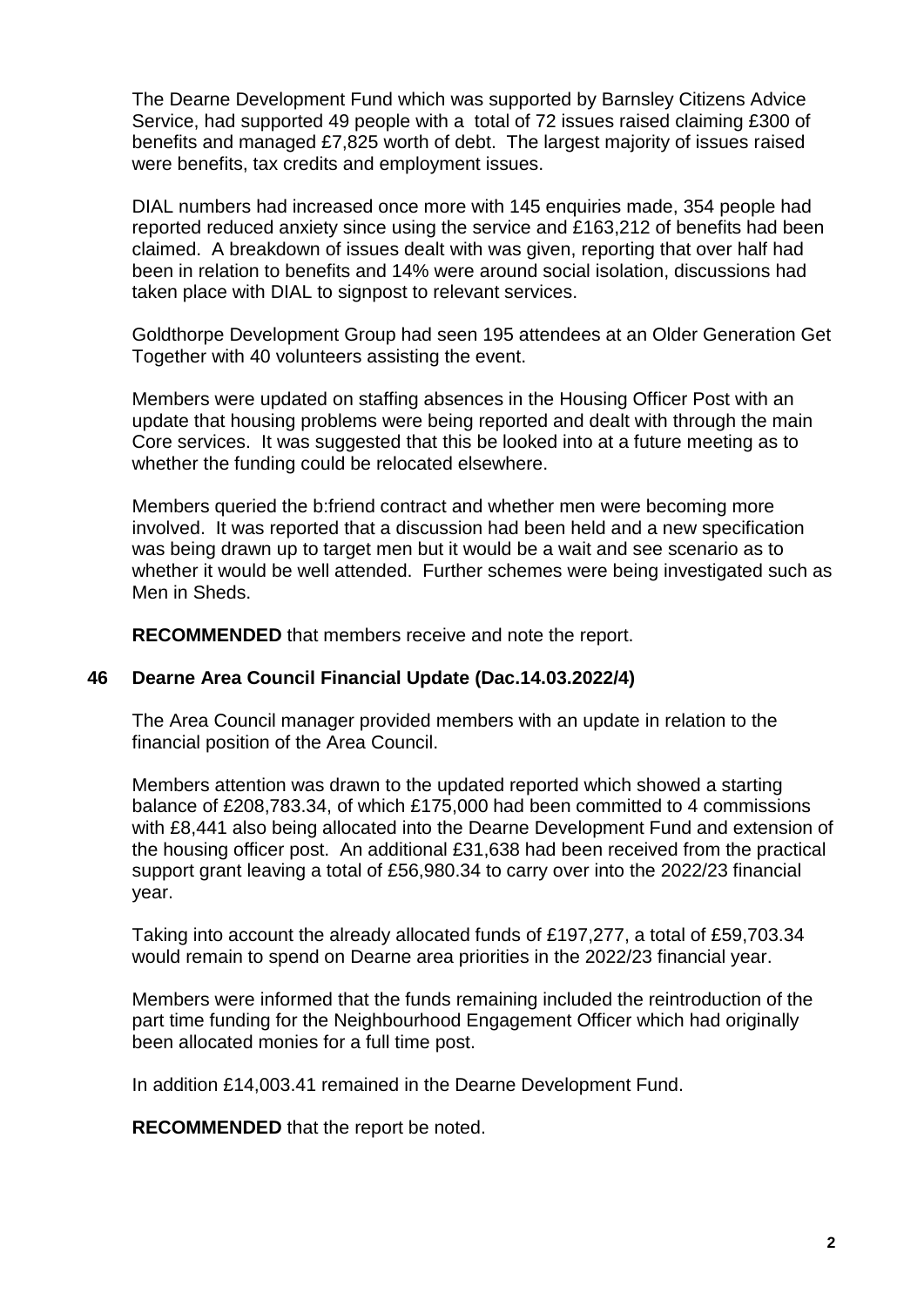The Dearne Development Fund which was supported by Barnsley Citizens Advice Service, had supported 49 people with a total of 72 issues raised claiming £300 of benefits and managed £7,825 worth of debt. The largest majority of issues raised were benefits, tax credits and employment issues.

DIAL numbers had increased once more with 145 enquiries made, 354 people had reported reduced anxiety since using the service and £163,212 of benefits had been claimed. A breakdown of issues dealt with was given, reporting that over half had been in relation to benefits and 14% were around social isolation, discussions had taken place with DIAL to signpost to relevant services.

Goldthorpe Development Group had seen 195 attendees at an Older Generation Get Together with 40 volunteers assisting the event.

Members were updated on staffing absences in the Housing Officer Post with an update that housing problems were being reported and dealt with through the main Core services. It was suggested that this be looked into at a future meeting as to whether the funding could be relocated elsewhere.

Members queried the b:friend contract and whether men were becoming more involved. It was reported that a discussion had been held and a new specification was being drawn up to target men but it would be a wait and see scenario as to whether it would be well attended. Further schemes were being investigated such as Men in Sheds.

**RECOMMENDED** that members receive and note the report.

### 46 Dearne Area Council Financial Update (Dac.14.03.2022/4)

The Area Council manager provided members with an update in relation to the financial position of the Area Council.

Members attention was drawn to the updated reported which showed a starting balance of £208,783.34, of which £175,000 had been committed to 4 commissions with £8,441 also being allocated into the Dearne Development Fund and extension of the housing officer post. An additional £31,638 had been received from the practical support grant leaving a total of £56,980.34 to carry over into the 2022/23 financial year.

Taking into account the already allocated funds of £197,277, a total of £59,703.34 would remain to spend on Dearne area priorities in the 2022/23 financial year.

Members were informed that the funds remaining included the reintroduction of the part time funding for the Neighbourhood Engagement Officer which had originally been allocated monies for a full time post.

In addition £14,003.41 remained in the Dearne Development Fund.

**RECOMMENDED** that the report be noted.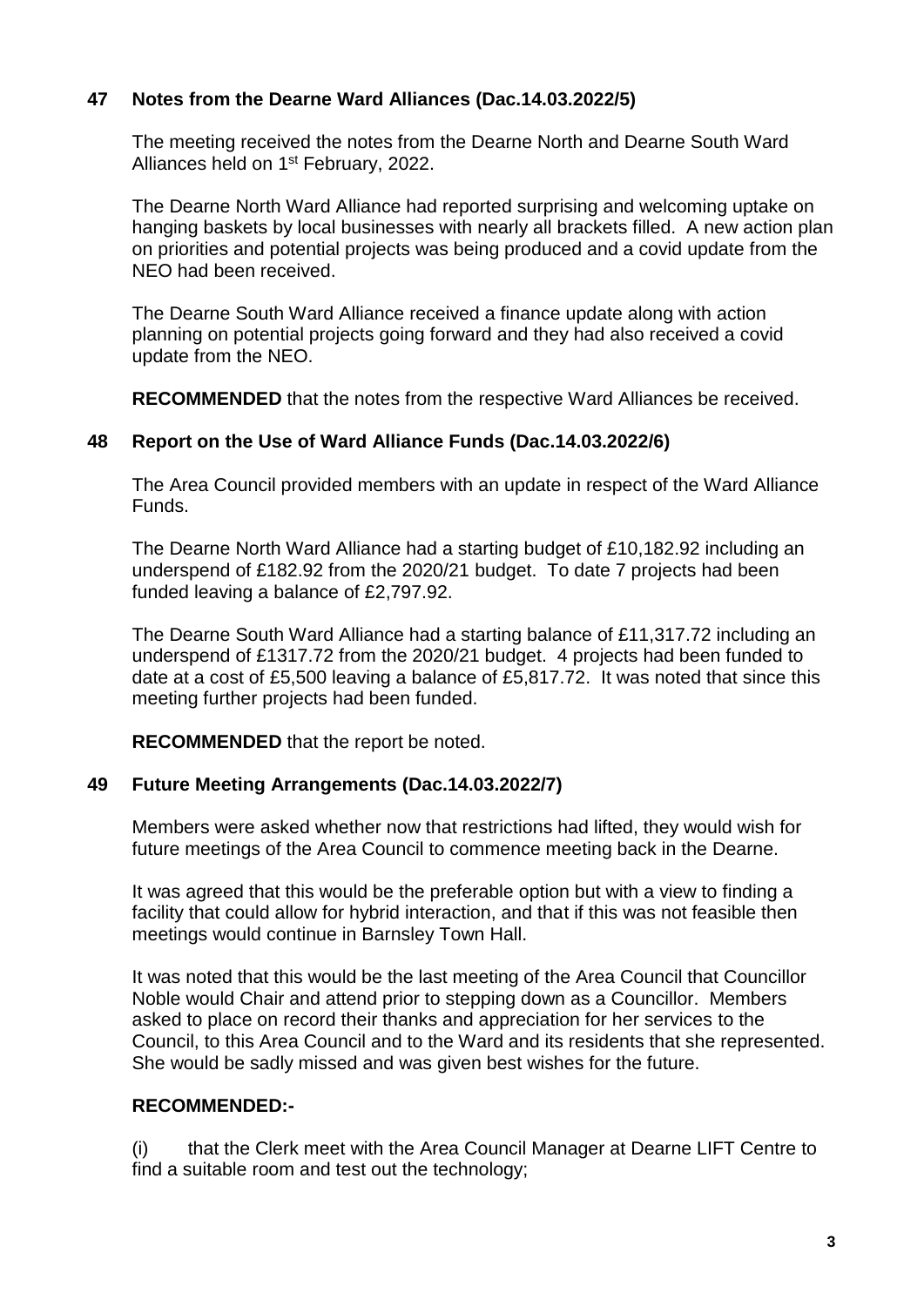### 47 Notes from the Dearne Ward Alliances (Dac.14.03.2022/5)

The meeting received the notes from the Dearne North and Dearne South Ward Alliances held on 1st February, 2022.

The Dearne North Ward Alliance had reported surprising and welcoming uptake on hanging baskets by local businesses with nearly all brackets filled. A new action plan on priorities and potential projects was being produced and a covid update from the NEO had been received.

The Dearne South Ward Alliance received a finance update along with action planning on potential projects going forward and they had also received a covid update from the NEO.

**RECOMMENDED** that the notes from the respective Ward Alliances be received.

### 48 Report on the Use of Ward Alliance Funds (Dac.14.03.2022/6)

The Area Council provided members with an update in respect of the Ward Alliance Funds.

The Dearne North Ward Alliance had a starting budget of £10,182.92 including an underspend of £182.92 from the 2020/21 budget. To date 7 projects had been funded leaving a balance of £2,797.92.

The Dearne South Ward Alliance had a starting balance of £11,317.72 including an underspend of £1317.72 from the 2020/21 budget. 4 projects had been funded to date at a cost of £5,500 leaving a balance of £5,817.72. It was noted that since this meeting further projects had been funded.

**RECOMMENDED** that the report be noted.

### 49 Future Meeting Arrangements (Dac.14.03.2022/7)

Members were asked whether now that restrictions had lifted, they would wish for future meetings of the Area Council to commence meeting back in the Dearne.

It was agreed that this would be the preferable option but with a view to finding a facility that could allow for hybrid interaction, and that if this was not feasible then meetings would continue in Barnsley Town Hall.

It was noted that this would be the last meeting of the Area Council that Councillor Noble would Chair and attend prior to stepping down as a Councillor. Members asked to place on record their thanks and appreciation for her services to the Council, to this Area Council and to the Ward and its residents that she represented. She would be sadly missed and was given best wishes for the future.

**RECOMMENDED:-**

(i) that the Clerk meet with the Area Council Manager at Dearne LIFT Centre to find a suitable room and test out the technology;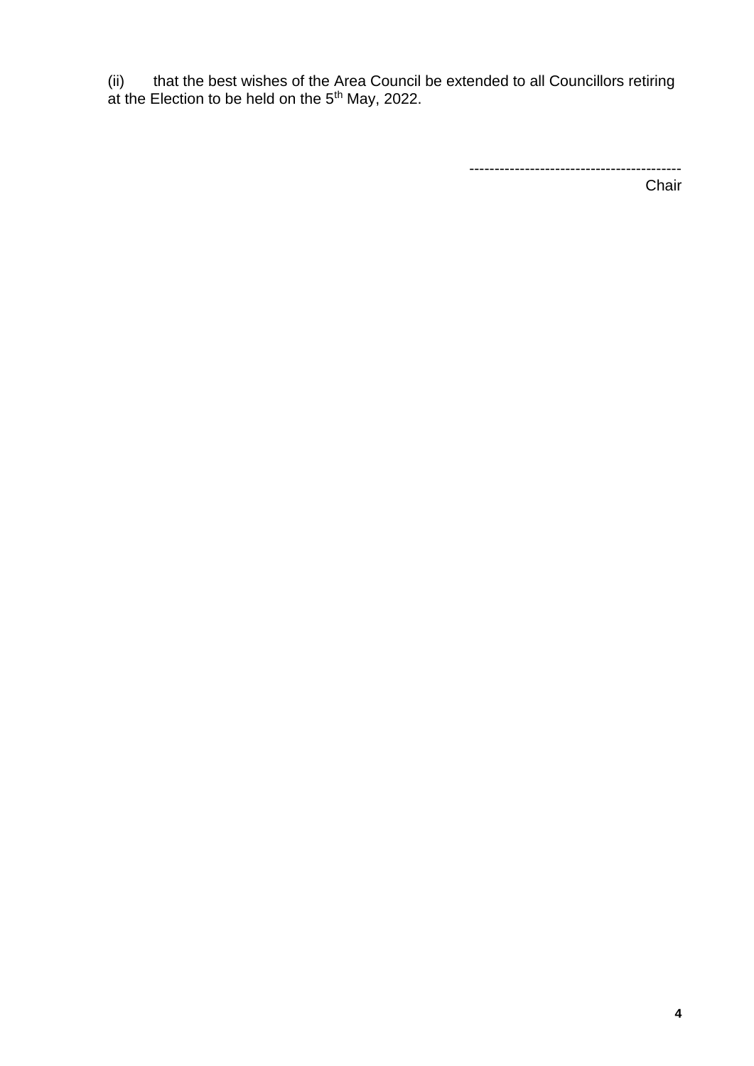(ii) that the best wishes of the Area Council be extended to all Councillors retiring at the Election to be held on the 5th May, 2022.

------------------------------------------
Chair